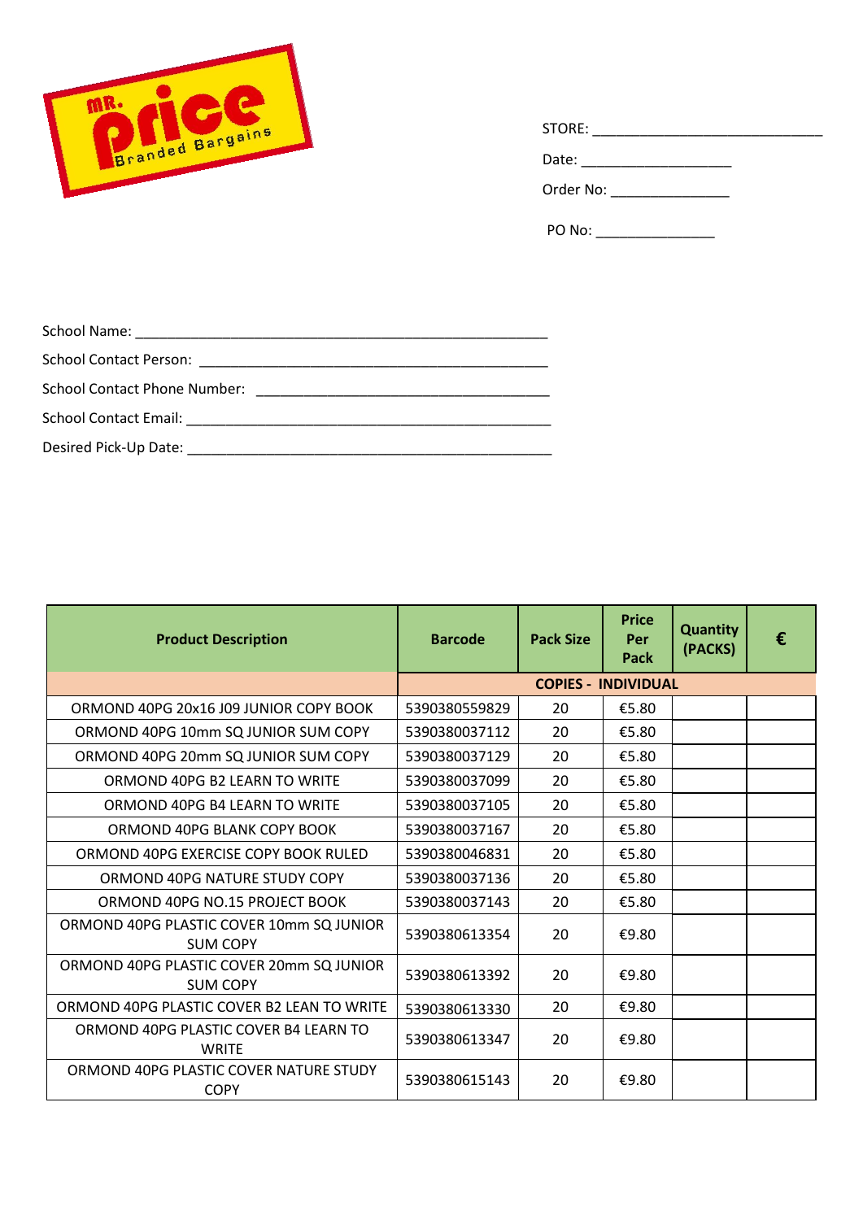MR. price Branded Bargains

STORE: ____________________________

Date: ___________________

Order No: _______________

PO No: _______________

School Name: ______________________________________________________

School Contact Person: ______________________________________________

School Contact Phone Number: ______________________________________

School Contact Email: ________________________________________________

Desired Pick-Up Date: ________________________________________________

| Product Description | Barcode | Pack Size | Price Per Pack | Quantity (PACKS) | € |
|---|---|---|---|---|---|
| | COPIES - INDIVIDUAL | | | | |
| ORMOND 40PG 20x16 J09 JUNIOR COPY BOOK | 5390380559829 | 20 | €5.80 | | |
| ORMOND 40PG 10mm SQ JUNIOR SUM COPY | 5390380037112 | 20 | €5.80 | | |
| ORMOND 40PG 20mm SQ JUNIOR SUM COPY | 5390380037129 | 20 | €5.80 | | |
| ORMOND 40PG B2 LEARN TO WRITE | 5390380037099 | 20 | €5.80 | | |
| ORMOND 40PG B4 LEARN TO WRITE | 5390380037105 | 20 | €5.80 | | |
| ORMOND 40PG BLANK COPY BOOK | 5390380037167 | 20 | €5.80 | | |
| ORMOND 40PG EXERCISE COPY BOOK RULED | 5390380046831 | 20 | €5.80 | | |
| ORMOND 40PG NATURE STUDY COPY | 5390380037136 | 20 | €5.80 | | |
| ORMOND 40PG NO.15 PROJECT BOOK | 5390380037143 | 20 | €5.80 | | |
| ORMOND 40PG PLASTIC COVER 10mm SQ JUNIOR SUM COPY | 5390380613354 | 20 | €9.80 | | |
| ORMOND 40PG PLASTIC COVER 20mm SQ JUNIOR SUM COPY | 5390380613392 | 20 | €9.80 | | |
| ORMOND 40PG PLASTIC COVER B2 LEAN TO WRITE | 5390380613330 | 20 | €9.80 | | |
| ORMOND 40PG PLASTIC COVER B4 LEARN TO WRITE | 5390380613347 | 20 | €9.80 | | |
| ORMOND 40PG PLASTIC COVER NATURE STUDY COPY | 5390380615143 | 20 | €9.80 | | |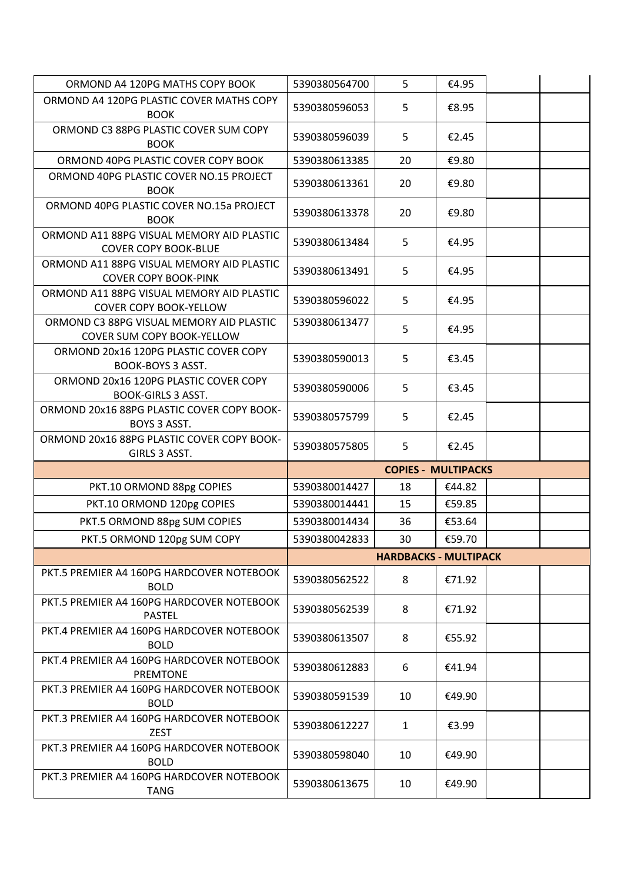| | | | | | |
|---|---|---|---|---|---|
| ORMOND A4 120PG MATHS COPY BOOK | 5390380564700 | 5 | €4.95 | | |
| ORMOND A4 120PG PLASTIC COVER MATHS COPY BOOK | 5390380596053 | 5 | €8.95 | | |
| ORMOND C3 88PG PLASTIC COVER SUM COPY BOOK | 5390380596039 | 5 | €2.45 | | |
| ORMOND 40PG PLASTIC COVER COPY BOOK | 5390380613385 | 20 | €9.80 | | |
| ORMOND 40PG PLASTIC COVER NO.15 PROJECT BOOK | 5390380613361 | 20 | €9.80 | | |
| ORMOND 40PG PLASTIC COVER NO.15a PROJECT BOOK | 5390380613378 | 20 | €9.80 | | |
| ORMOND A11 88PG VISUAL MEMORY AID PLASTIC COVER COPY BOOK-BLUE | 5390380613484 | 5 | €4.95 | | |
| ORMOND A11 88PG VISUAL MEMORY AID PLASTIC COVER COPY BOOK-PINK | 5390380613491 | 5 | €4.95 | | |
| ORMOND A11 88PG VISUAL MEMORY AID PLASTIC COVER COPY BOOK-YELLOW | 5390380596022 | 5 | €4.95 | | |
| ORMOND C3 88PG VISUAL MEMORY AID PLASTIC COVER SUM COPY BOOK-YELLOW | 5390380613477 | 5 | €4.95 | | |
| ORMOND 20x16 120PG PLASTIC COVER COPY BOOK-BOYS 3 ASST. | 5390380590013 | 5 | €3.45 | | |
| ORMOND 20x16 120PG PLASTIC COVER COPY BOOK-GIRLS 3 ASST. | 5390380590006 | 5 | €3.45 | | |
| ORMOND 20x16 88PG PLASTIC COVER COPY BOOK-BOYS 3 ASST. | 5390380575799 | 5 | €2.45 | | |
| ORMOND 20x16 88PG PLASTIC COVER COPY BOOK-GIRLS 3 ASST. | 5390380575805 | 5 | €2.45 | | |
| | **COPIES - MULTIPACKS** | | | | |
| PKT.10 ORMOND 88pg COPIES | 5390380014427 | 18 | €44.82 | | |
| PKT.10 ORMOND 120pg COPIES | 5390380014441 | 15 | €59.85 | | |
| PKT.5 ORMOND 88pg SUM COPIES | 5390380014434 | 36 | €53.64 | | |
| PKT.5 ORMOND 120pg SUM COPY | 5390380042833 | 30 | €59.70 | | |
| | **HARDBACKS - MULTIPACK** | | | | |
| PKT.5 PREMIER A4 160PG HARDCOVER NOTEBOOK BOLD | 5390380562522 | 8 | €71.92 | | |
| PKT.5 PREMIER A4 160PG HARDCOVER NOTEBOOK PASTEL | 5390380562539 | 8 | €71.92 | | |
| PKT.4 PREMIER A4 160PG HARDCOVER NOTEBOOK BOLD | 5390380613507 | 8 | €55.92 | | |
| PKT.4 PREMIER A4 160PG HARDCOVER NOTEBOOK PREMTONE | 5390380612883 | 6 | €41.94 | | |
| PKT.3 PREMIER A4 160PG HARDCOVER NOTEBOOK BOLD | 5390380591539 | 10 | €49.90 | | |
| PKT.3 PREMIER A4 160PG HARDCOVER NOTEBOOK ZEST | 5390380612227 | 1 | €3.99 | | |
| PKT.3 PREMIER A4 160PG HARDCOVER NOTEBOOK BOLD | 5390380598040 | 10 | €49.90 | | |
| PKT.3 PREMIER A4 160PG HARDCOVER NOTEBOOK TANG | 5390380613675 | 10 | €49.90 | | |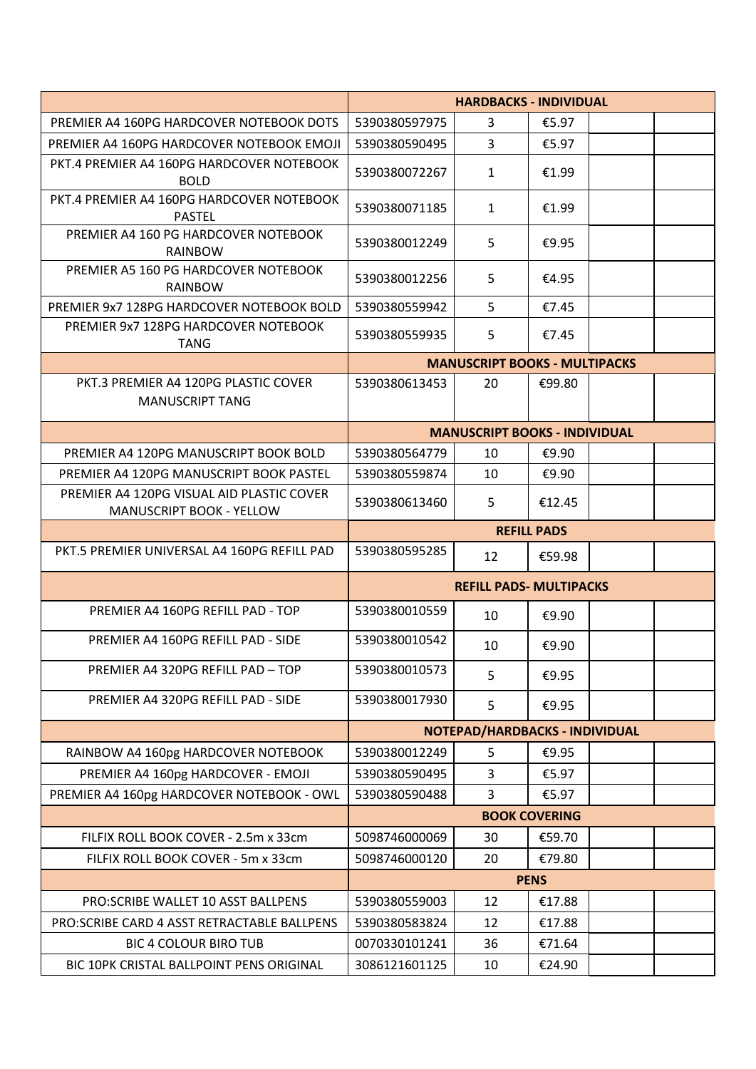| | HARDBACKS - INDIVIDUAL | | | | |
|---|---|---|---|---|---|
| PREMIER A4 160PG HARDCOVER NOTEBOOK DOTS | 5390380597975 | 3 | €5.97 | | |
| PREMIER A4 160PG HARDCOVER NOTEBOOK EMOJI | 5390380590495 | 3 | €5.97 | | |
| PKT.4 PREMIER A4 160PG HARDCOVER NOTEBOOK BOLD | 5390380072267 | 1 | €1.99 | | |
| PKT.4 PREMIER A4 160PG HARDCOVER NOTEBOOK PASTEL | 5390380071185 | 1 | €1.99 | | |
| PREMIER A4 160 PG HARDCOVER NOTEBOOK RAINBOW | 5390380012249 | 5 | €9.95 | | |
| PREMIER A5 160 PG HARDCOVER NOTEBOOK RAINBOW | 5390380012256 | 5 | €4.95 | | |
| PREMIER 9x7 128PG HARDCOVER NOTEBOOK BOLD | 5390380559942 | 5 | €7.45 | | |
| PREMIER 9x7 128PG HARDCOVER NOTEBOOK TANG | 5390380559935 | 5 | €7.45 | | |
| | **MANUSCRIPT BOOKS - MULTIPACKS** | | | | |
| PKT.3 PREMIER A4 120PG PLASTIC COVER MANUSCRIPT TANG | 5390380613453 | 20 | €99.80 | | |
| | **MANUSCRIPT BOOKS - INDIVIDUAL** | | | | |
| PREMIER A4 120PG MANUSCRIPT BOOK BOLD | 5390380564779 | 10 | €9.90 | | |
| PREMIER A4 120PG MANUSCRIPT BOOK PASTEL | 5390380559874 | 10 | €9.90 | | |
| PREMIER A4 120PG VISUAL AID PLASTIC COVER MANUSCRIPT BOOK - YELLOW | 5390380613460 | 5 | €12.45 | | |
| | **REFILL PADS** | | | | |
| PKT.5 PREMIER UNIVERSAL A4 160PG REFILL PAD | 5390380595285 | 12 | €59.98 | | |
| | **REFILL PADS- MULTIPACKS** | | | | |
| PREMIER A4 160PG REFILL PAD - TOP | 5390380010559 | 10 | €9.90 | | |
| PREMIER A4 160PG REFILL PAD - SIDE | 5390380010542 | 10 | €9.90 | | |
| PREMIER A4 320PG REFILL PAD – TOP | 5390380010573 | 5 | €9.95 | | |
| PREMIER A4 320PG REFILL PAD - SIDE | 5390380017930 | 5 | €9.95 | | |
| | **NOTEPAD/HARDBACKS - INDIVIDUAL** | | | | |
| RAINBOW A4 160pg HARDCOVER NOTEBOOK | 5390380012249 | 5 | €9.95 | | |
| PREMIER A4 160pg HARDCOVER - EMOJI | 5390380590495 | 3 | €5.97 | | |
| PREMIER A4 160pg HARDCOVER NOTEBOOK - OWL | 5390380590488 | 3 | €5.97 | | |
| | **BOOK COVERING** | | | | |
| FILFIX ROLL BOOK COVER - 2.5m x 33cm | 5098746000069 | 30 | €59.70 | | |
| FILFIX ROLL BOOK COVER - 5m x 33cm | 5098746000120 | 20 | €79.80 | | |
| | **PENS** | | | | |
| PRO:SCRIBE WALLET 10 ASST BALLPENS | 5390380559003 | 12 | €17.88 | | |
| PRO:SCRIBE CARD 4 ASST RETRACTABLE BALLPENS | 5390380583824 | 12 | €17.88 | | |
| BIC 4 COLOUR BIRO TUB | 0070330101241 | 36 | €71.64 | | |
| BIC 10PK CRISTAL BALLPOINT PENS ORIGINAL | 3086121601125 | 10 | €24.90 | | |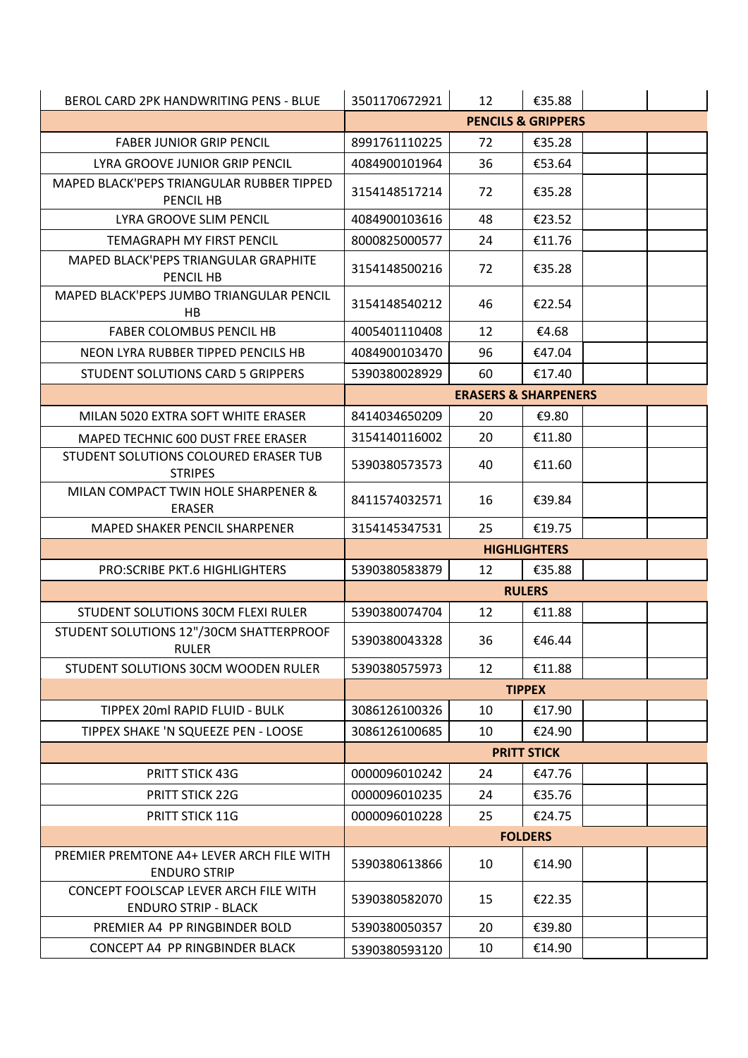| | | | | | |
|---|---|---|---|---|---|
| BEROL CARD 2PK HANDWRITING PENS - BLUE | 3501170672921 | 12 | €35.88 | | |
| | **PENCILS & GRIPPERS** | | | | |
| FABER JUNIOR GRIP PENCIL | 8991761110225 | 72 | €35.28 | | |
| LYRA GROOVE JUNIOR GRIP PENCIL | 4084900101964 | 36 | €53.64 | | |
| MAPED BLACK'PEPS TRIANGULAR RUBBER TIPPED PENCIL HB | 3154148517214 | 72 | €35.28 | | |
| LYRA GROOVE SLIM PENCIL | 4084900103616 | 48 | €23.52 | | |
| TEMAGRAPH MY FIRST PENCIL | 8000825000577 | 24 | €11.76 | | |
| MAPED BLACK'PEPS TRIANGULAR GRAPHITE PENCIL HB | 3154148500216 | 72 | €35.28 | | |
| MAPED BLACK'PEPS JUMBO TRIANGULAR PENCIL HB | 3154148540212 | 46 | €22.54 | | |
| FABER COLOMBUS PENCIL HB | 4005401110408 | 12 | €4.68 | | |
| NEON LYRA RUBBER TIPPED PENCILS HB | 4084900103470 | 96 | €47.04 | | |
| STUDENT SOLUTIONS CARD 5 GRIPPERS | 5390380028929 | 60 | €17.40 | | |
| | **ERASERS & SHARPENERS** | | | | |
| MILAN 5020 EXTRA SOFT WHITE ERASER | 8414034650209 | 20 | €9.80 | | |
| MAPED TECHNIC 600 DUST FREE ERASER | 3154140116002 | 20 | €11.80 | | |
| STUDENT SOLUTIONS COLOURED ERASER TUB STRIPES | 5390380573573 | 40 | €11.60 | | |
| MILAN COMPACT TWIN HOLE SHARPENER & ERASER | 8411574032571 | 16 | €39.84 | | |
| MAPED SHAKER PENCIL SHARPENER | 3154145347531 | 25 | €19.75 | | |
| | **HIGHLIGHTERS** | | | | |
| PRO:SCRIBE PKT.6 HIGHLIGHTERS | 5390380583879 | 12 | €35.88 | | |
| | **RULERS** | | | | |
| STUDENT SOLUTIONS 30CM FLEXI RULER | 5390380074704 | 12 | €11.88 | | |
| STUDENT SOLUTIONS 12"/30CM SHATTERPROOF RULER | 5390380043328 | 36 | €46.44 | | |
| STUDENT SOLUTIONS 30CM WOODEN RULER | 5390380575973 | 12 | €11.88 | | |
| | **TIPPEX** | | | | |
| TIPPEX 20ml RAPID FLUID - BULK | 3086126100326 | 10 | €17.90 | | |
| TIPPEX SHAKE 'N SQUEEZE PEN - LOOSE | 3086126100685 | 10 | €24.90 | | |
| | **PRITT STICK** | | | | |
| PRITT STICK 43G | 0000096010242 | 24 | €47.76 | | |
| PRITT STICK 22G | 0000096010235 | 24 | €35.76 | | |
| PRITT STICK 11G | 0000096010228 | 25 | €24.75 | | |
| | **FOLDERS** | | | | |
| PREMIER PREMTONE A4+ LEVER ARCH FILE WITH ENDURO STRIP | 5390380613866 | 10 | €14.90 | | |
| CONCEPT FOOLSCAP LEVER ARCH FILE WITH ENDURO STRIP - BLACK | 5390380582070 | 15 | €22.35 | | |
| PREMIER A4 PP RINGBINDER BOLD | 5390380050357 | 20 | €39.80 | | |
| CONCEPT A4 PP RINGBINDER BLACK | 5390380593120 | 10 | €14.90 | | |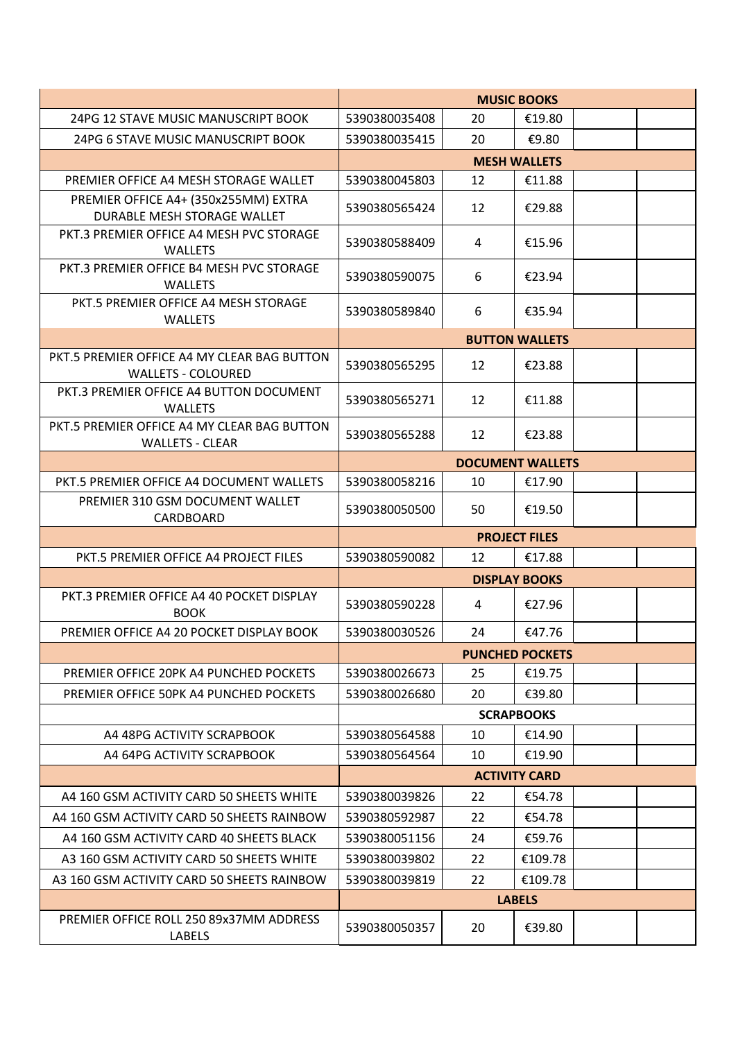| | MUSIC BOOKS | | | | |
|---|---|---|---|---|---|
| 24PG 12 STAVE MUSIC MANUSCRIPT BOOK | 5390380035408 | 20 | €19.80 | | |
| 24PG 6 STAVE MUSIC MANUSCRIPT BOOK | 5390380035415 | 20 | €9.80 | | |
| | MESH WALLETS | | | | |
| PREMIER OFFICE A4 MESH STORAGE WALLET | 5390380045803 | 12 | €11.88 | | |
| PREMIER OFFICE A4+ (350x255MM) EXTRA DURABLE MESH STORAGE WALLET | 5390380565424 | 12 | €29.88 | | |
| PKT.3 PREMIER OFFICE A4 MESH PVC STORAGE WALLETS | 5390380588409 | 4 | €15.96 | | |
| PKT.3 PREMIER OFFICE B4 MESH PVC STORAGE WALLETS | 5390380590075 | 6 | €23.94 | | |
| PKT.5 PREMIER OFFICE A4 MESH STORAGE WALLETS | 5390380589840 | 6 | €35.94 | | |
| | BUTTON WALLETS | | | | |
| PKT.5 PREMIER OFFICE A4 MY CLEAR BAG BUTTON WALLETS - COLOURED | 5390380565295 | 12 | €23.88 | | |
| PKT.3 PREMIER OFFICE A4 BUTTON DOCUMENT WALLETS | 5390380565271 | 12 | €11.88 | | |
| PKT.5 PREMIER OFFICE A4 MY CLEAR BAG BUTTON WALLETS - CLEAR | 5390380565288 | 12 | €23.88 | | |
| | DOCUMENT WALLETS | | | | |
| PKT.5 PREMIER OFFICE A4 DOCUMENT WALLETS | 5390380058216 | 10 | €17.90 | | |
| PREMIER 310 GSM DOCUMENT WALLET CARDBOARD | 5390380050500 | 50 | €19.50 | | |
| | PROJECT FILES | | | | |
| PKT.5 PREMIER OFFICE A4 PROJECT FILES | 5390380590082 | 12 | €17.88 | | |
| | DISPLAY BOOKS | | | | |
| PKT.3 PREMIER OFFICE A4 40 POCKET DISPLAY BOOK | 5390380590228 | 4 | €27.96 | | |
| PREMIER OFFICE A4 20 POCKET DISPLAY BOOK | 5390380030526 | 24 | €47.76 | | |
| | PUNCHED POCKETS | | | | |
| PREMIER OFFICE 20PK A4 PUNCHED POCKETS | 5390380026673 | 25 | €19.75 | | |
| PREMIER OFFICE 50PK A4 PUNCHED POCKETS | 5390380026680 | 20 | €39.80 | | |
| | SCRAPBOOKS | | | | |
| A4 48PG ACTIVITY SCRAPBOOK | 5390380564588 | 10 | €14.90 | | |
| A4 64PG ACTIVITY SCRAPBOOK | 5390380564564 | 10 | €19.90 | | |
| | ACTIVITY CARD | | | | |
| A4 160 GSM ACTIVITY CARD 50 SHEETS WHITE | 5390380039826 | 22 | €54.78 | | |
| A4 160 GSM ACTIVITY CARD 50 SHEETS RAINBOW | 5390380592987 | 22 | €54.78 | | |
| A4 160 GSM ACTIVITY CARD 40 SHEETS BLACK | 5390380051156 | 24 | €59.76 | | |
| A3 160 GSM ACTIVITY CARD 50 SHEETS WHITE | 5390380039802 | 22 | €109.78 | | |
| A3 160 GSM ACTIVITY CARD 50 SHEETS RAINBOW | 5390380039819 | 22 | €109.78 | | |
| | LABELS | | | | |
| PREMIER OFFICE ROLL 250 89x37MM ADDRESS LABELS | 5390380050357 | 20 | €39.80 | | |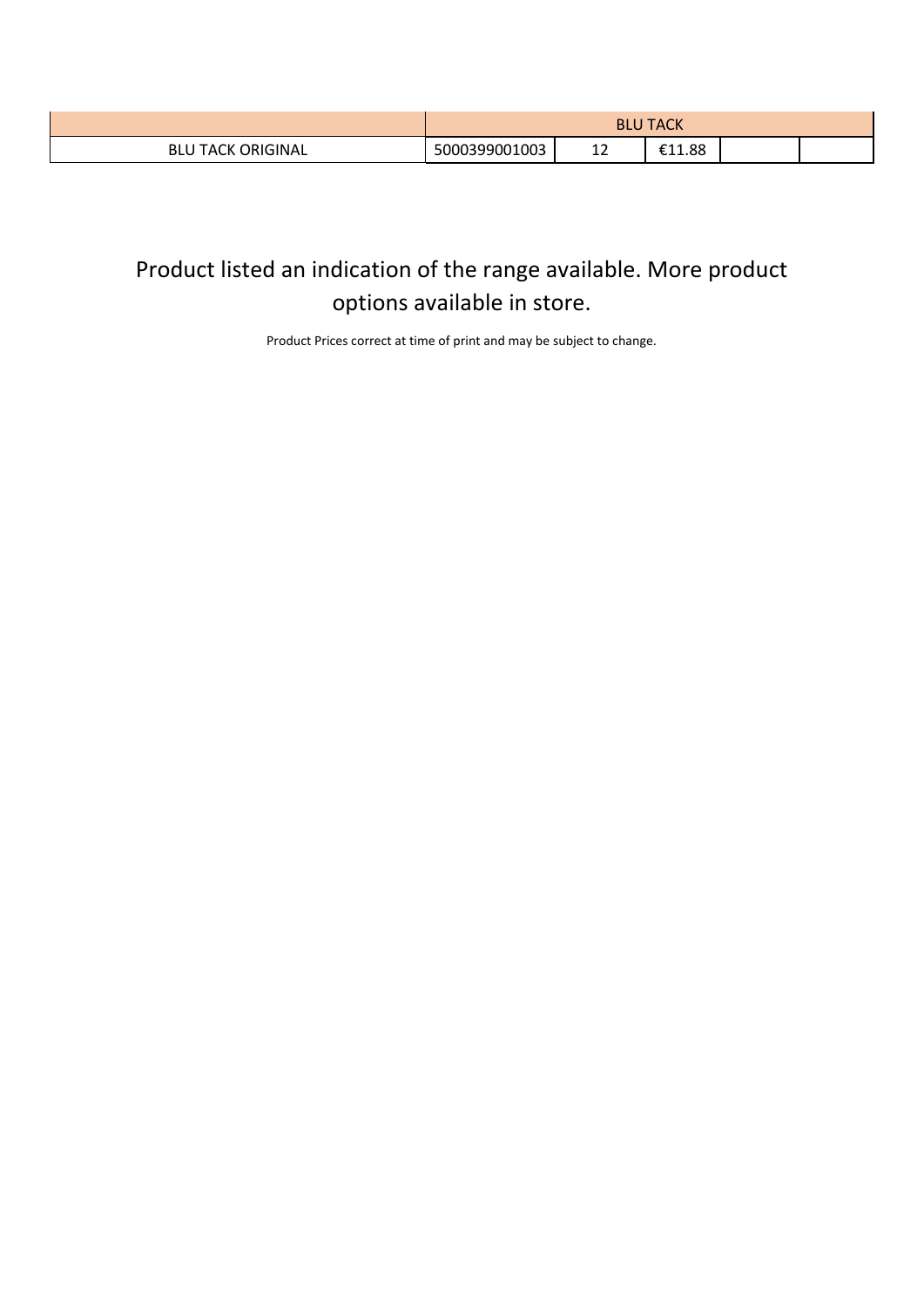| | BLU TACK | | | | |
|---|---|---|---|---|---|
| BLU TACK ORIGINAL | 5000399001003 | 12 | €11.88 | | |

## Product listed an indication of the range available. More product options available in store.

Product Prices correct at time of print and may be subject to change.